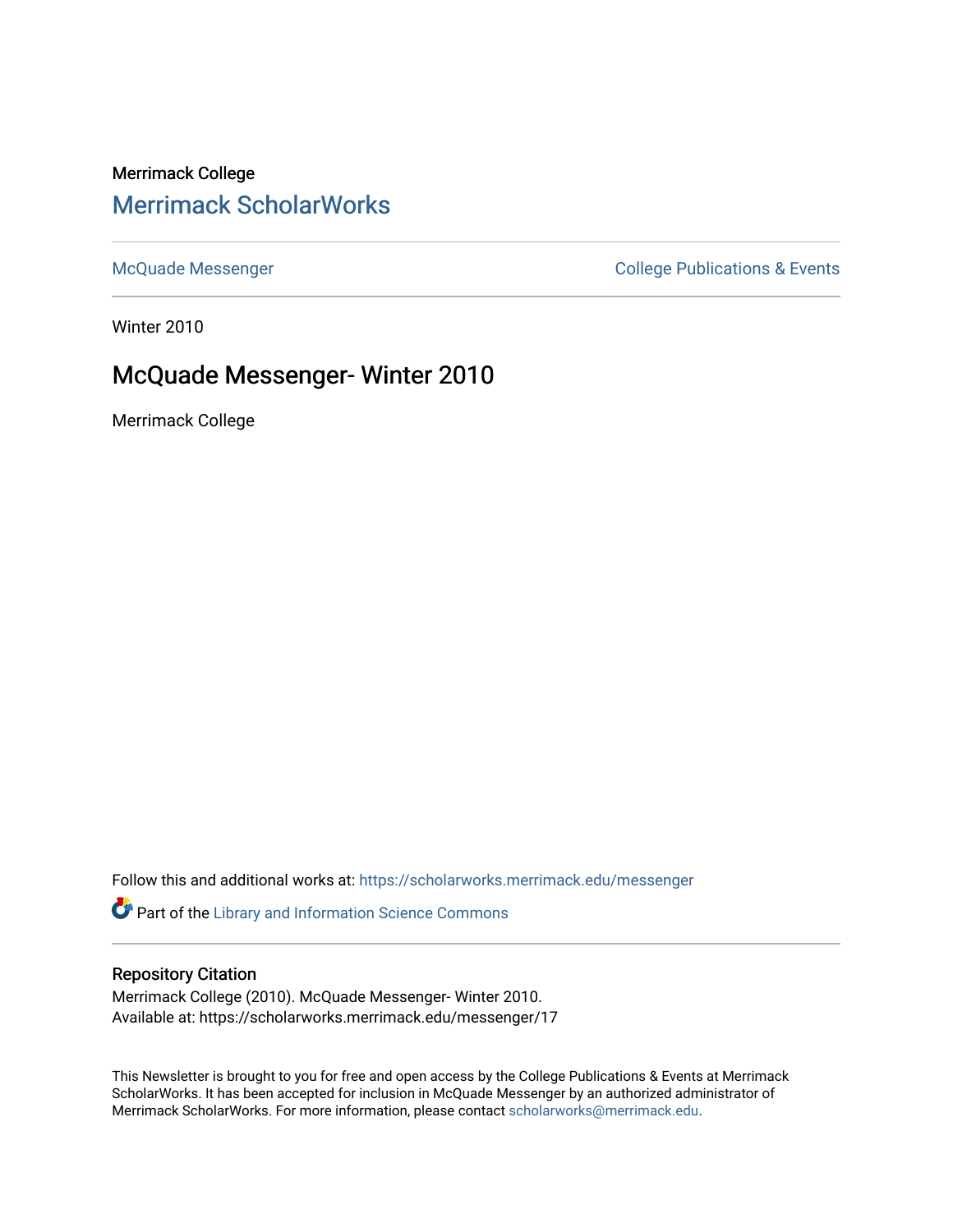Merrimack College

# Merrimack ScholarWorks

McQuade Messenger

College Publications & Events

Winter 2010

## McQuade Messenger- Winter 2010

Merrimack College

Follow this and additional works at: https://scholarworks.merrimack.edu/messenger

Part of the Library and Information Science Commons

### Repository Citation

Merrimack College (2010). McQuade Messenger- Winter 2010.
Available at: https://scholarworks.merrimack.edu/messenger/17

This Newsletter is brought to you for free and open access by the College Publications & Events at Merrimack ScholarWorks. It has been accepted for inclusion in McQuade Messenger by an authorized administrator of Merrimack ScholarWorks. For more information, please contact scholarworks@merrimack.edu.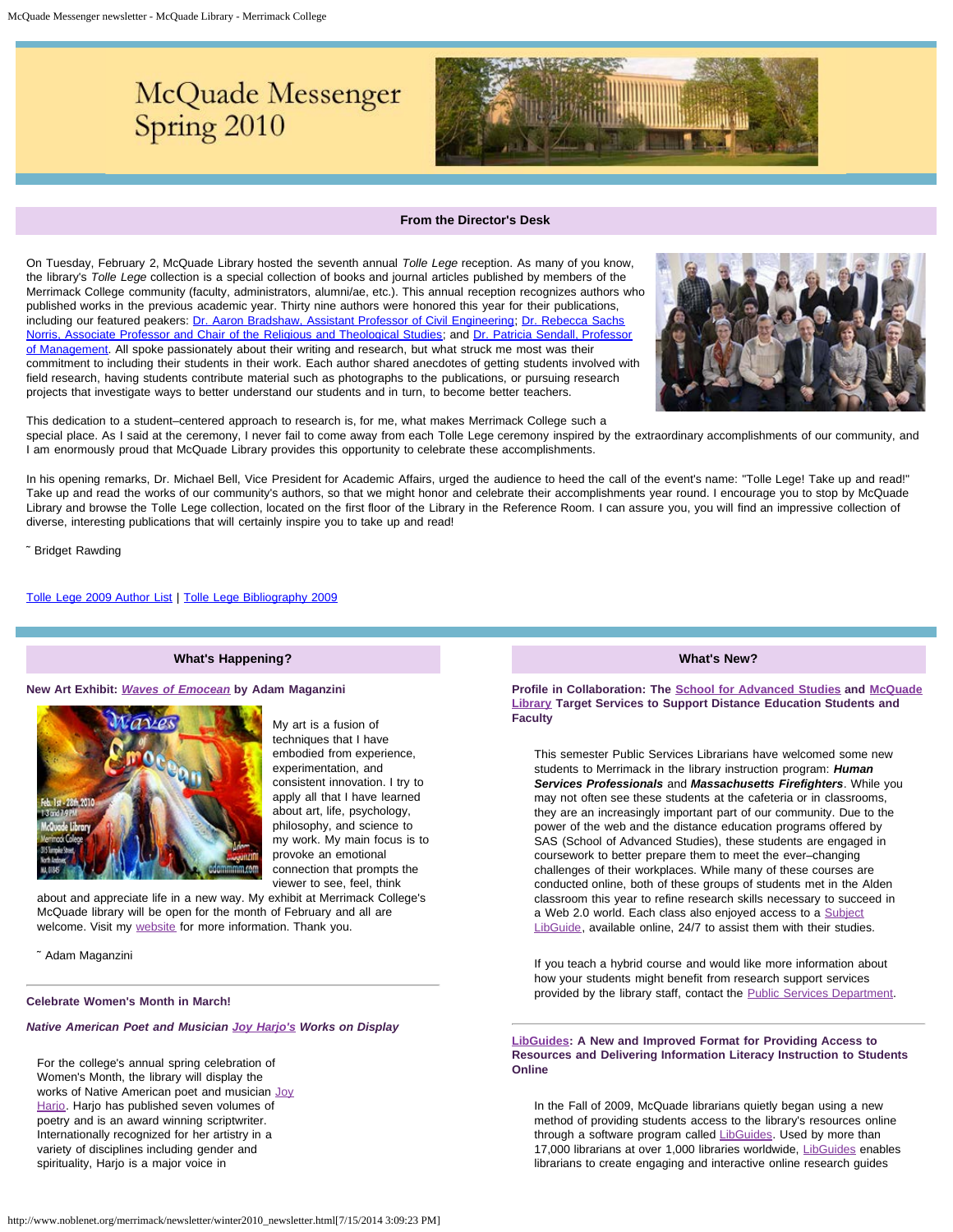# McQuade Messenger Spring 2010

## From the Director's Desk

On Tuesday, February 2, McQuade Library hosted the seventh annual *Tolle Lege* reception. As many of you know, the library's *Tolle Lege* collection is a special collection of books and journal articles published by members of the Merrimack College community (faculty, administrators, alumni/ae, etc.). This annual reception recognizes authors who published works in the previous academic year. Thirty nine authors were honored this year for their publications, including our featured peakers: Dr. Aaron Bradshaw, Assistant Professor of Civil Engineering; Dr. Rebecca Sachs Norris, Associate Professor and Chair of the Religious and Theological Studies; and Dr. Patricia Sendall, Professor of Management. All spoke passionately about their writing and research, but what struck me most was their commitment to including their students in their work. Each author shared anecdotes of getting students involved with field research, having students contribute material such as photographs to the publications, or pursuing research projects that investigate ways to better understand our students and in turn, to become better teachers.

This dedication to a student–centered approach to research is, for me, what makes Merrimack College such a special place. As I said at the ceremony, I never fail to come away from each Tolle Lege ceremony inspired by the extraordinary accomplishments of our community, and I am enormously proud that McQuade Library provides this opportunity to celebrate these accomplishments.

In his opening remarks, Dr. Michael Bell, Vice President for Academic Affairs, urged the audience to heed the call of the event's name: "Tolle Lege! Take up and read!" Take up and read the works of our community's authors, so that we might honor and celebrate their accomplishments year round. I encourage you to stop by McQuade Library and browse the Tolle Lege collection, located on the first floor of the Library in the Reference Room. I can assure you, you will find an impressive collection of diverse, interesting publications that will certainly inspire you to take up and read!

˜ Bridget Rawding

Tolle Lege 2009 Author List | Tolle Lege Bibliography 2009

## What's Happening?

**New Art Exhibit: *Waves of Emocean* by Adam Maganzini**

My art is a fusion of techniques that I have embodied from experience, experimentation, and consistent innovation. I try to apply all that I have learned about art, life, psychology, philosophy, and science to my work. My main focus is to provoke an emotional connection that prompts the viewer to see, feel, think about and appreciate life in a new way. My exhibit at Merrimack College's McQuade library will be open for the month of February and all are welcome. Visit my website for more information. Thank you.

˜ Adam Maganzini

**Celebrate Women's Month in March!**

***Native American Poet and Musician Joy Harjo's Works on Display***

For the college's annual spring celebration of Women's Month, the library will display the works of Native American poet and musician Joy Harjo. Harjo has published seven volumes of poetry and is an award winning scriptwriter. Internationally recognized for her artistry in a variety of disciplines including gender and spirituality, Harjo is a major voice in

## What's New?

**Profile in Collaboration: The School for Advanced Studies and McQuade Library Target Services to Support Distance Education Students and Faculty**

This semester Public Services Librarians have welcomed some new students to Merrimack in the library instruction program: ***Human Services Professionals*** and ***Massachusetts Firefighters***. While you may not often see these students at the cafeteria or in classrooms, they are an increasingly important part of our community. Due to the power of the web and the distance education programs offered by SAS (School of Advanced Studies), these students are engaged in coursework to better prepare them to meet the ever–changing challenges of their workplaces. While many of these courses are conducted online, both of these groups of students met in the Alden classroom this year to refine research skills necessary to succeed in a Web 2.0 world. Each class also enjoyed access to a Subject LibGuide, available online, 24/7 to assist them with their studies.

If you teach a hybrid course and would like more information about how your students might benefit from research support services provided by the library staff, contact the Public Services Department.

**LibGuides: A New and Improved Format for Providing Access to Resources and Delivering Information Literacy Instruction to Students Online**

In the Fall of 2009, McQuade librarians quietly began using a new method of providing students access to the library's resources online through a software program called LibGuides. Used by more than 17,000 librarians at over 1,000 libraries worldwide, LibGuides enables librarians to create engaging and interactive online research guides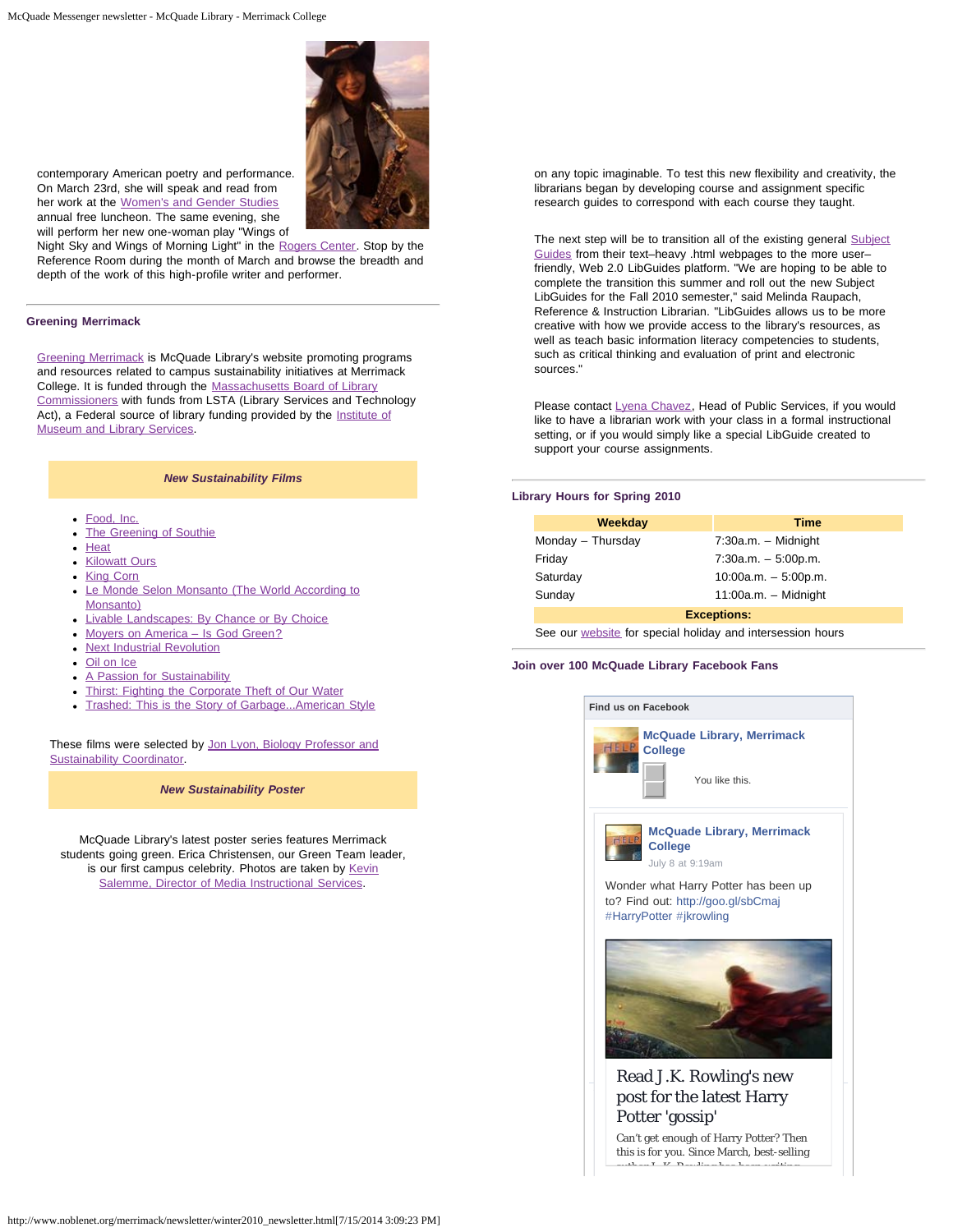contemporary American poetry and performance. On March 23rd, she will speak and read from her work at the Women's and Gender Studies annual free luncheon. The same evening, she will perform her new one-woman play "Wings of Night Sky and Wings of Morning Light" in the Rogers Center. Stop by the Reference Room during the month of March and browse the breadth and depth of the work of this high-profile writer and performer.

### Greening Merrimack

Greening Merrimack is McQuade Library's website promoting programs and resources related to campus sustainability initiatives at Merrimack College. It is funded through the Massachusetts Board of Library Commissioners with funds from LSTA (Library Services and Technology Act), a Federal source of library funding provided by the Institute of Museum and Library Services.

**_New Sustainability Films_**

- Food, Inc.
- The Greening of Southie
- Heat
- Kilowatt Ours
- King Corn
- Le Monde Selon Monsanto (The World According to Monsanto)
- Livable Landscapes: By Chance or By Choice
- Moyers on America – Is God Green?
- Next Industrial Revolution
- Oil on Ice
- A Passion for Sustainability
- Thirst: Fighting the Corporate Theft of Our Water
- Trashed: This is the Story of Garbage...American Style

These films were selected by Jon Lyon, Biology Professor and Sustainability Coordinator.

**_New Sustainability Poster_**

McQuade Library's latest poster series features Merrimack students going green. Erica Christensen, our Green Team leader, is our first campus celebrity. Photos are taken by Kevin Salemme, Director of Media Instructional Services.

on any topic imaginable. To test this new flexibility and creativity, the librarians began by developing course and assignment specific research guides to correspond with each course they taught.

The next step will be to transition all of the existing general Subject Guides from their text–heavy .html webpages to the more user–friendly, Web 2.0 LibGuides platform. "We are hoping to be able to complete the transition this summer and roll out the new Subject LibGuides for the Fall 2010 semester," said Melinda Raupach, Reference & Instruction Librarian. "LibGuides allows us to be more creative with how we provide access to the library's resources, as well as teach basic information literacy competencies to students, such as critical thinking and evaluation of print and electronic sources."

Please contact Lyena Chavez, Head of Public Services, if you would like to have a librarian work with your class in a formal instructional setting, or if you would simply like a special LibGuide created to support your course assignments.

### Library Hours for Spring 2010

| Weekday | Time |
|---|---|
| Monday – Thursday | 7:30a.m. – Midnight |
| Friday | 7:30a.m. – 5:00p.m. |
| Saturday | 10:00a.m. – 5:00p.m. |
| Sunday | 11:00a.m. – Midnight |
| **Exceptions:** | |
| See our website for special holiday and intersession hours | |

### Join over 100 McQuade Library Facebook Fans

Find us on Facebook

McQuade Library, Merrimack College

You like this.

McQuade Library, Merrimack College
July 8 at 9:19am

Wonder what Harry Potter has been up to? Find out: http://goo.gl/sbCmaj #HarryPotter #jkrowling

Read J.K. Rowling's new post for the latest Harry Potter 'gossip'

Can't get enough of Harry Potter? Then this is for you. Since March, best-selling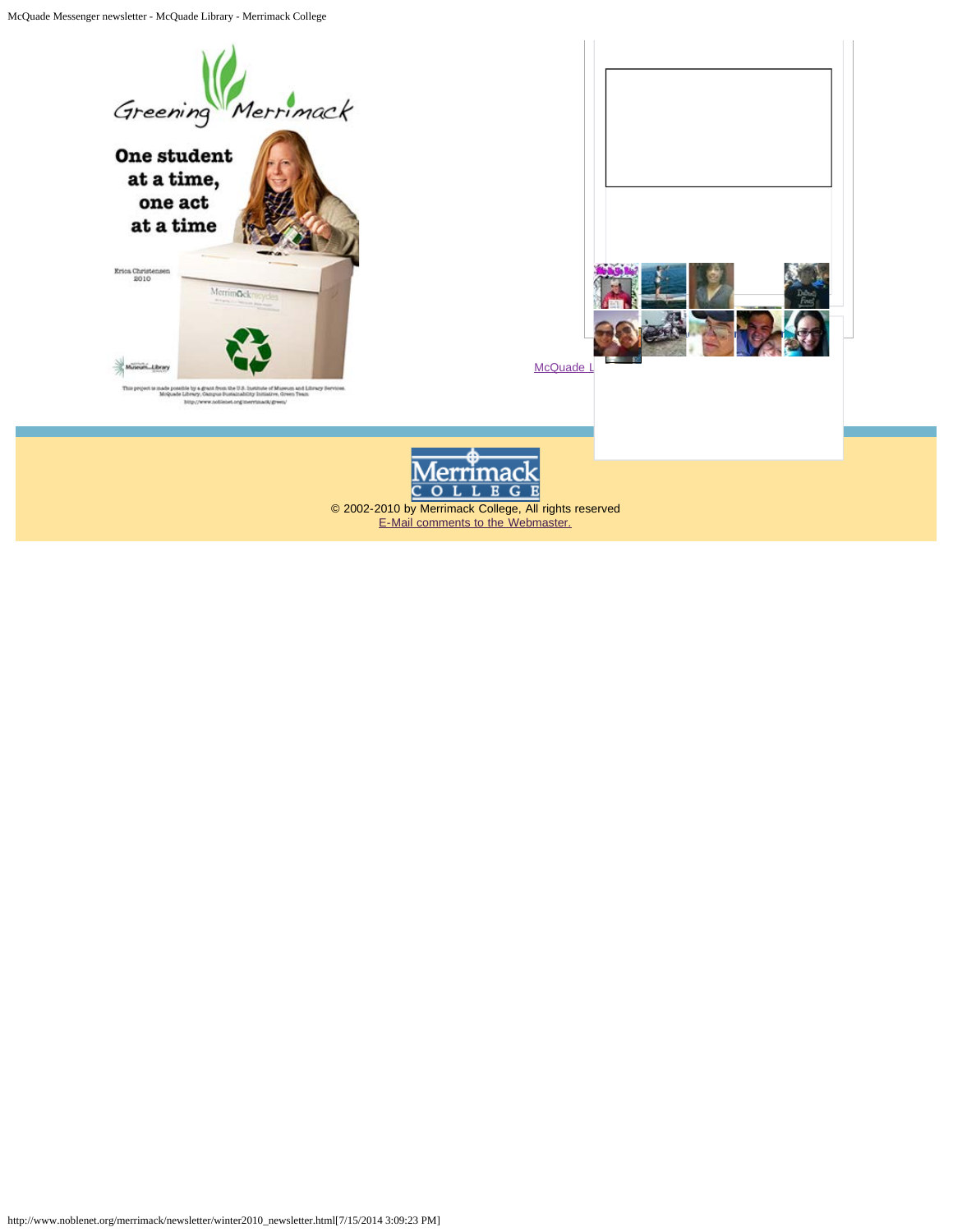Greening Merrimack

**One student at a time, one act at a time**

Erica Christensen 2010

This project is made possible by a grant from the U.S. Institute of Museum and Library Services. McQuade Library, Campus Sustainability Initiative, Green Team http://www.noblenet.org/merrimack/green/

McQuade L

© 2002-2010 by Merrimack College, All rights reserved
E-Mail comments to the Webmaster.